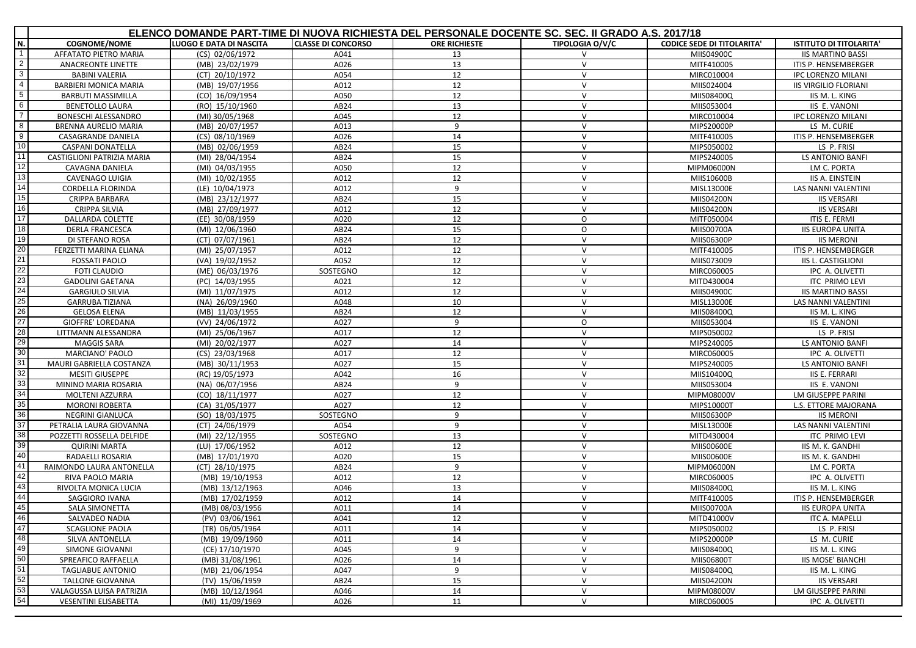# ELENCO DOMANDE PART-TIME DI NUOVA RICHIESTA DEL PERSONALE DOCENTE SC. SEC. II GRADO A.S. 2017/18

| N. | COGNOME/NOME | LUOGO E DATA DI NASCITA | CLASSE DI CONCORSO | ORE RICHIESTE | TIPOLOGIA O/V/C | CODICE SEDE DI TITOLARITA' | ISTITUTO DI TITOLARITA' |
|---|---|---|---|---|---|---|---|
| 1 | AFFATATO PIETRO MARIA | (CS) 02/06/1972 | A041 | 13 | V | MIIS04900C | IIS MARTINO BASSI |
| 2 | ANACREONTE LINETTE | (MB) 23/02/1979 | A026 | 13 | V | MITF410005 | ITIS P. HENSEMBERGER |
| 3 | BABINI VALERIA | (CT) 20/10/1972 | A054 | 12 | V | MIRC010004 | IPC LORENZO MILANI |
| 4 | BARBIERI MONICA MARIA | (MB) 19/07/1956 | A012 | 12 | V | MIIS024004 | IIS VIRGILIO FLORIANI |
| 5 | BARBUTI MASSIMILLA | (CO) 16/09/1954 | A050 | 12 | V | MIIS08400Q | IIS M. L. KING |
| 6 | BENETOLO LAURA | (RO) 15/10/1960 | AB24 | 13 | V | MIIS053004 | IIS E. VANONI |
| 7 | BONESCHI ALESSANDRO | (MI) 30/05/1968 | A045 | 12 | V | MIRC010004 | IPC LORENZO MILANI |
| 8 | BRENNA AURELIO MARIA | (MB) 20/07/1957 | A013 | 9 | V | MIPS20000P | LS M. CURIE |
| 9 | CASAGRANDE DANIELA | (CS) 08/10/1969 | A026 | 14 | V | MITF410005 | ITIS P. HENSEMBERGER |
| 10 | CASPANI DONATELLA | (MB) 02/06/1959 | AB24 | 15 | V | MIPS050002 | LS P. FRISI |
| 11 | CASTIGLIONI PATRIZIA MARIA | (MI) 28/04/1954 | AB24 | 15 | V | MIPS240005 | LS ANTONIO BANFI |
| 12 | CAVAGNA DANIELA | (MI) 04/03/1955 | A050 | 12 | V | MIPM06000N | LM C. PORTA |
| 13 | CAVENAGO LUIGIA | (MI) 10/02/1955 | A012 | 12 | V | MIIS10600B | IIS A. EINSTEIN |
| 14 | CORDELLA FLORINDA | (LE) 10/04/1973 | A012 | 9 | V | MISL13000E | LAS NANNI VALENTINI |
| 15 | CRIPPA BARBARA | (MB) 23/12/1977 | AB24 | 15 | V | MIIS04200N | IIS VERSARI |
| 16 | CRIPPA SILVIA | (MB) 27/09/1977 | A012 | 12 | V | MIIS04200N | IIS VERSARI |
| 17 | DALLARDA COLETTE | (EE) 30/08/1959 | A020 | 12 | O | MITF050004 | ITIS E. FERMI |
| 18 | DERLA FRANCESCA | (MI) 12/06/1960 | AB24 | 15 | O | MIIS00700A | IIS EUROPA UNITA |
| 19 | DI STEFANO ROSA | (CT) 07/07/1961 | AB24 | 12 | V | MIIS06300P | IIS MERONI |
| 20 | FERZETTI MARINA ELIANA | (MI) 25/07/1957 | A012 | 12 | V | MITF410005 | ITIS P. HENSEMBERGER |
| 21 | FOSSATI PAOLO | (VA) 19/02/1952 | A052 | 12 | V | MIIS073009 | IIS L. CASTIGLIONI |
| 22 | FOTI CLAUDIO | (ME) 06/03/1976 | SOSTEGNO | 12 | V | MIRC060005 | IPC A. OLIVETTI |
| 23 | GADOLINI GAETANA | (PC) 14/03/1955 | A021 | 12 | V | MITD430004 | ITC PRIMO LEVI |
| 24 | GARGIULO SILVIA | (MI) 11/07/1975 | A012 | 12 | V | MIIS04900C | IIS MARTINO BASSI |
| 25 | GARRUBA TIZIANA | (NA) 26/09/1960 | A048 | 10 | V | MISL13000E | LAS NANNI VALENTINI |
| 26 | GELOSA ELENA | (MB) 11/03/1955 | AB24 | 12 | V | MIIS08400Q | IIS M. L. KING |
| 27 | GIOFFRE' LOREDANA | (VV) 24/06/1972 | A027 | 9 | O | MIIS053004 | IIS E. VANONI |
| 28 | LITTMANN ALESSANDRA | (MI) 25/06/1967 | A017 | 12 | V | MIPS050002 | LS P. FRISI |
| 29 | MAGGIS SARA | (MI) 20/02/1977 | A027 | 14 | V | MIPS240005 | LS ANTONIO BANFI |
| 30 | MARCIANO' PAOLO | (CS) 23/03/1968 | A017 | 12 | V | MIRC060005 | IPC A. OLIVETTI |
| 31 | MAURI GABRIELLA COSTANZA | (MB) 30/11/1953 | A027 | 15 | V | MIPS240005 | LS ANTONIO BANFI |
| 32 | MESITI GIUSEPPE | (RC) 19/05/1973 | A042 | 16 | V | MIIS10400Q | IIS E. FERRARI |
| 33 | MININO MARIA ROSARIA | (NA) 06/07/1956 | AB24 | 9 | V | MIIS053004 | IIS E. VANONI |
| 34 | MOLTENI AZZURRA | (CO) 18/11/1977 | A027 | 12 | V | MIPM08000V | LM GIUSEPPE PARINI |
| 35 | MORONI ROBERTA | (CA) 31/05/1977 | A027 | 12 | V | MIPS10000T | L.S. ETTORE MAJORANA |
| 36 | NEGRINI GIANLUCA | (SO) 18/03/1975 | SOSTEGNO | 9 | V | MIIS06300P | IIS MERONI |
| 37 | PETRALIA LAURA GIOVANNA | (CT) 24/06/1979 | A054 | 9 | V | MISL13000E | LAS NANNI VALENTINI |
| 38 | POZZETTI ROSSELLA DELFIDE | (MI) 22/12/1955 | SOSTEGNO | 13 | V | MITD430004 | ITC PRIMO LEVI |
| 39 | QUIRINI MARTA | (LU) 17/06/1952 | A012 | 12 | V | MIIS00600E | IIS M. K. GANDHI |
| 40 | RADAELLI ROSARIA | (MB) 17/01/1970 | A020 | 15 | V | MIIS00600E | IIS M. K. GANDHI |
| 41 | RAIMONDO LAURA ANTONELLA | (CT) 28/10/1975 | AB24 | 9 | V | MIPM06000N | LM C. PORTA |
| 42 | RIVA PAOLO MARIA | (MB) 19/10/1953 | A012 | 12 | V | MIRC060005 | IPC A. OLIVETTI |
| 43 | RIVOLTA MONICA LUCIA | (MB) 13/12/1963 | A046 | 13 | V | MIIS08400Q | IIS M. L. KING |
| 44 | SAGGIORO IVANA | (MB) 17/02/1959 | A012 | 14 | V | MITF410005 | ITIS P. HENSEMBERGER |
| 45 | SALA SIMONETTA | (MB) 08/03/1956 | A011 | 14 | V | MIIS00700A | IIS EUROPA UNITA |
| 46 | SALVADEO NADIA | (PV) 03/06/1961 | A041 | 12 | V | MITD41000V | ITC A. MAPELLI |
| 47 | SCAGLIONE PAOLA | (TR) 06/05/1964 | A011 | 14 | V | MIPS050002 | LS P. FRISI |
| 48 | SILVA ANTONELLA | (MB) 19/09/1960 | A011 | 14 | V | MIPS20000P | LS M. CURIE |
| 49 | SIMONE GIOVANNI | (CE) 17/10/1970 | A045 | 9 | V | MIIS08400Q | IIS M. L. KING |
| 50 | SPREAFICO RAFFAELLA | (MB) 31/08/1961 | A026 | 14 | V | MIIS06800T | IIS MOSE' BIANCHI |
| 51 | TAGLIABUE ANTONIO | (MB) 21/06/1954 | A047 | 9 | V | MIIS08400Q | IIS M. L. KING |
| 52 | TALLONE GIOVANNA | (TV) 15/06/1959 | AB24 | 15 | V | MIIS04200N | IIS VERSARI |
| 53 | VALAGUSSA LUISA PATRIZIA | (MB) 10/12/1964 | A046 | 14 | V | MIPM08000V | LM GIUSEPPE PARINI |
| 54 | VESENTINI ELISABETTA | (MI) 11/09/1969 | A026 | 11 | V | MIRC060005 | IPC A. OLIVETTI |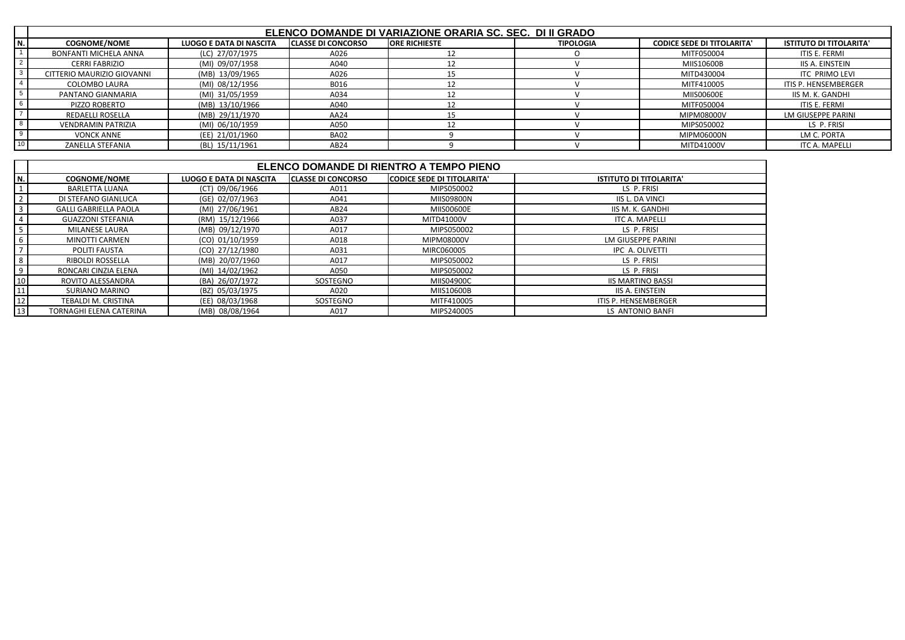## ELENCO DOMANDE DI VARIAZIONE ORARIA SC. SEC. DI II GRADO

| N. | COGNOME/NOME | LUOGO E DATA DI NASCITA | CLASSE DI CONCORSO | ORE RICHIESTE | TIPOLOGIA | CODICE SEDE DI TITOLARITA' | ISTITUTO DI TITOLARITA' |
|---|---|---|---|---|---|---|---|
| 1 | BONFANTI MICHELA ANNA | (LC) 27/07/1975 | A026 | 12 | O | MITF050004 | ITIS E. FERMI |
| 2 | CERRI FABRIZIO | (MI) 09/07/1958 | A040 | 12 | V | MIIS10600B | IIS A. EINSTEIN |
| 3 | CITTERIO MAURIZIO GIOVANNI | (MB) 13/09/1965 | A026 | 15 | V | MITD430004 | ITC PRIMO LEVI |
| 4 | COLOMBO LAURA | (MI) 08/12/1956 | B016 | 12 | V | MITF410005 | ITIS P. HENSEMBERGER |
| 5 | PANTANO GIANMARIA | (MI) 31/05/1959 | A034 | 12 | V | MIIS00600E | IIS M. K. GANDHI |
| 6 | PIZZO ROBERTO | (MB) 13/10/1966 | A040 | 12 | V | MITF050004 | ITIS E. FERMI |
| 7 | REDAELLI ROSELLA | (MB) 29/11/1970 | AA24 | 15 | V | MIPM08000V | LM GIUSEPPE PARINI |
| 8 | VENDRAMIN PATRIZIA | (MI) 06/10/1959 | A050 | 12 | V | MIPS050002 | LS P. FRISI |
| 9 | VONCK ANNE | (EE) 21/01/1960 | BA02 | 9 | V | MIPM06000N | LM C. PORTA |
| 10 | ZANELLA STEFANIA | (BL) 15/11/1961 | AB24 | 9 | V | MITD41000V | ITC A. MAPELLI |

## ELENCO DOMANDE DI RIENTRO A TEMPO PIENO

| N. | COGNOME/NOME | LUOGO E DATA DI NASCITA | CLASSE DI CONCORSO | CODICE SEDE DI TITOLARITA' | ISTITUTO DI TITOLARITA' |
|---|---|---|---|---|---|
| 1 | BARLETTA LUANA | (CT) 09/06/1966 | A011 | MIPS050002 | LS P. FRISI |
| 2 | DI STEFANO GIANLUCA | (GE) 02/07/1963 | A041 | MIIS09800N | IIS L. DA VINCI |
| 3 | GALLI GABRIELLA PAOLA | (MI) 27/06/1961 | AB24 | MIIS00600E | IIS M. K. GANDHI |
| 4 | GUAZZONI STEFANIA | (RM) 15/12/1966 | A037 | MITD41000V | ITC A. MAPELLI |
| 5 | MILANESE LAURA | (MB) 09/12/1970 | A017 | MIPS050002 | LS P. FRISI |
| 6 | MINOTTI CARMEN | (CO) 01/10/1959 | A018 | MIPM08000V | LM GIUSEPPE PARINI |
| 7 | POLITI FAUSTA | (CO) 27/12/1980 | A031 | MIRC060005 | IPC A. OLIVETTI |
| 8 | RIBOLDI ROSSELLA | (MB) 20/07/1960 | A017 | MIPS050002 | LS P. FRISI |
| 9 | RONCARI CINZIA ELENA | (MI) 14/02/1962 | A050 | MIPS050002 | LS P. FRISI |
| 10 | ROVITO ALESSANDRA | (BA) 26/07/1972 | SOSTEGNO | MIIS04900C | IIS MARTINO BASSI |
| 11 | SURIANO MARINO | (BZ) 05/03/1975 | A020 | MIIS10600B | IIS A. EINSTEIN |
| 12 | TEBALDI M. CRISTINA | (EE) 08/03/1968 | SOSTEGNO | MITF410005 | ITIS P. HENSEMBERGER |
| 13 | TORNAGHI ELENA CATERINA | (MB) 08/08/1964 | A017 | MIPS240005 | LS ANTONIO BANFI |